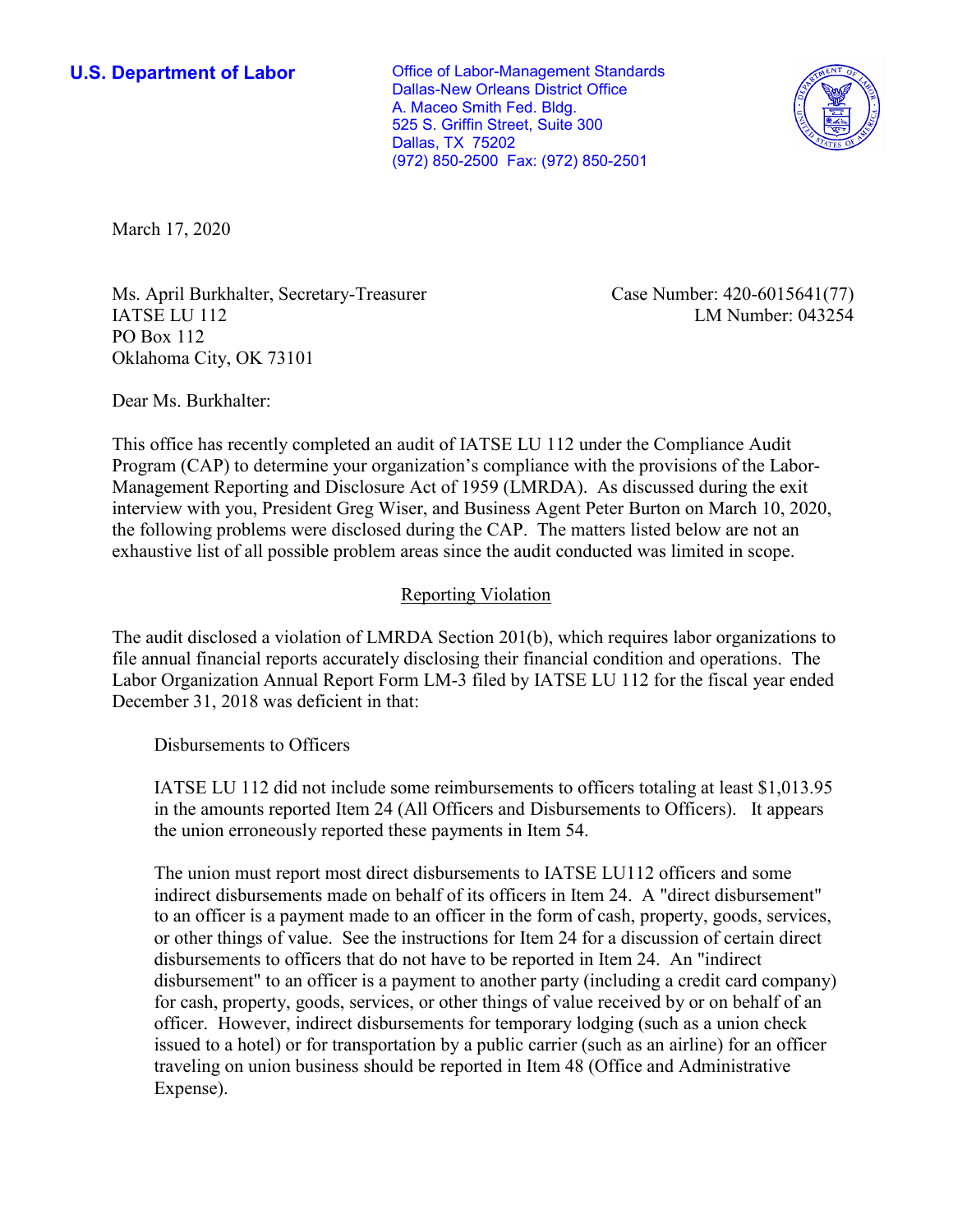**U.S. Department of Labor**

Office of Labor-Management Standards
Dallas-New Orleans District Office
A. Maceo Smith Fed. Bldg.
525 S. Griffin Street, Suite 300
Dallas, TX 75202
(972) 850-2500 Fax: (972) 850-2501

March 17, 2020

Ms. April Burkhalter, Secretary-Treasurer
IATSE LU 112
PO Box 112
Oklahoma City, OK 73101

Case Number: 420-6015641(77)
LM Number: 043254

Dear Ms. Burkhalter:

This office has recently completed an audit of IATSE LU 112 under the Compliance Audit Program (CAP) to determine your organization's compliance with the provisions of the Labor-Management Reporting and Disclosure Act of 1959 (LMRDA). As discussed during the exit interview with you, President Greg Wiser, and Business Agent Peter Burton on March 10, 2020, the following problems were disclosed during the CAP. The matters listed below are not an exhaustive list of all possible problem areas since the audit conducted was limited in scope.

## Reporting Violation

The audit disclosed a violation of LMRDA Section 201(b), which requires labor organizations to file annual financial reports accurately disclosing their financial condition and operations. The Labor Organization Annual Report Form LM-3 filed by IATSE LU 112 for the fiscal year ended December 31, 2018 was deficient in that:

Disbursements to Officers

IATSE LU 112 did not include some reimbursements to officers totaling at least $1,013.95 in the amounts reported Item 24 (All Officers and Disbursements to Officers). It appears the union erroneously reported these payments in Item 54.

The union must report most direct disbursements to IATSE LU112 officers and some indirect disbursements made on behalf of its officers in Item 24. A "direct disbursement" to an officer is a payment made to an officer in the form of cash, property, goods, services, or other things of value. See the instructions for Item 24 for a discussion of certain direct disbursements to officers that do not have to be reported in Item 24. An "indirect disbursement" to an officer is a payment to another party (including a credit card company) for cash, property, goods, services, or other things of value received by or on behalf of an officer. However, indirect disbursements for temporary lodging (such as a union check issued to a hotel) or for transportation by a public carrier (such as an airline) for an officer traveling on union business should be reported in Item 48 (Office and Administrative Expense).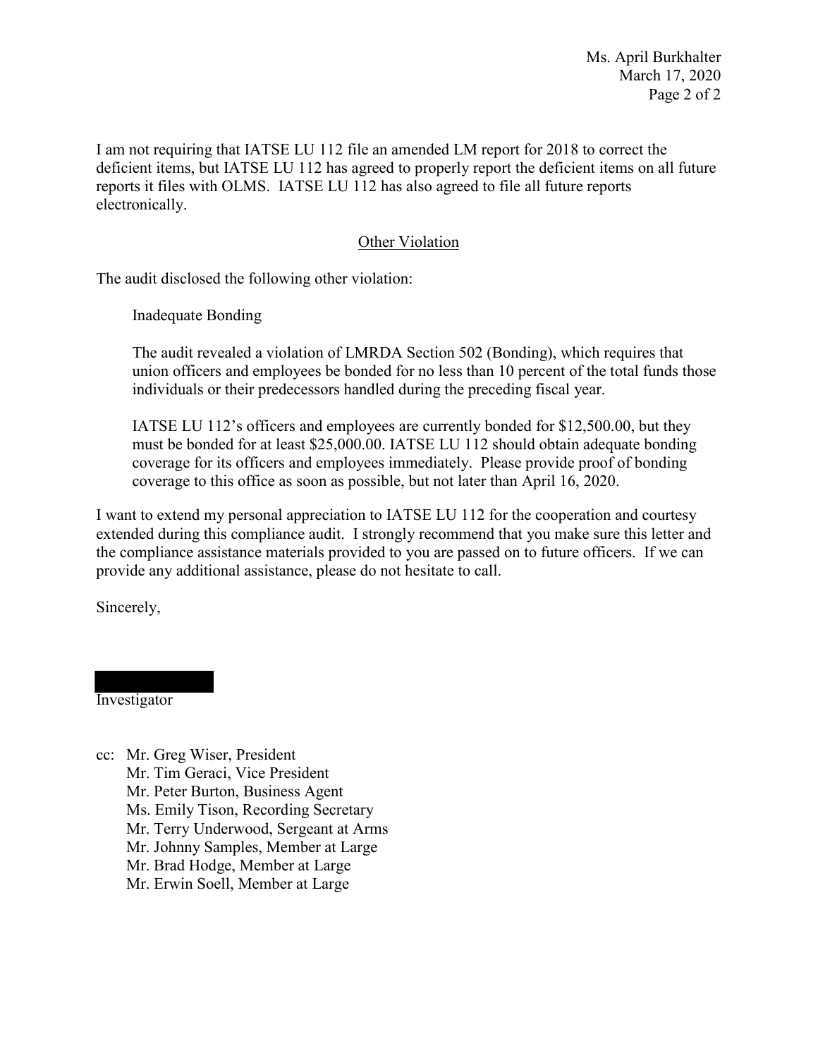I am not requiring that IATSE LU 112 file an amended LM report for 2018 to correct the deficient items, but IATSE LU 112 has agreed to properly report the deficient items on all future reports it files with OLMS. IATSE LU 112 has also agreed to file all future reports electronically.

## Other Violation

The audit disclosed the following other violation:

Inadequate Bonding

The audit revealed a violation of LMRDA Section 502 (Bonding), which requires that union officers and employees be bonded for no less than 10 percent of the total funds those individuals or their predecessors handled during the preceding fiscal year.

IATSE LU 112's officers and employees are currently bonded for $12,500.00, but they must be bonded for at least $25,000.00. IATSE LU 112 should obtain adequate bonding coverage for its officers and employees immediately. Please provide proof of bonding coverage to this office as soon as possible, but not later than April 16, 2020.

I want to extend my personal appreciation to IATSE LU 112 for the cooperation and courtesy extended during this compliance audit. I strongly recommend that you make sure this letter and the compliance assistance materials provided to you are passed on to future officers. If we can provide any additional assistance, please do not hesitate to call.

Sincerely,

Investigator

cc: Mr. Greg Wiser, President
Mr. Tim Geraci, Vice President
Mr. Peter Burton, Business Agent
Ms. Emily Tison, Recording Secretary
Mr. Terry Underwood, Sergeant at Arms
Mr. Johnny Samples, Member at Large
Mr. Brad Hodge, Member at Large
Mr. Erwin Soell, Member at Large